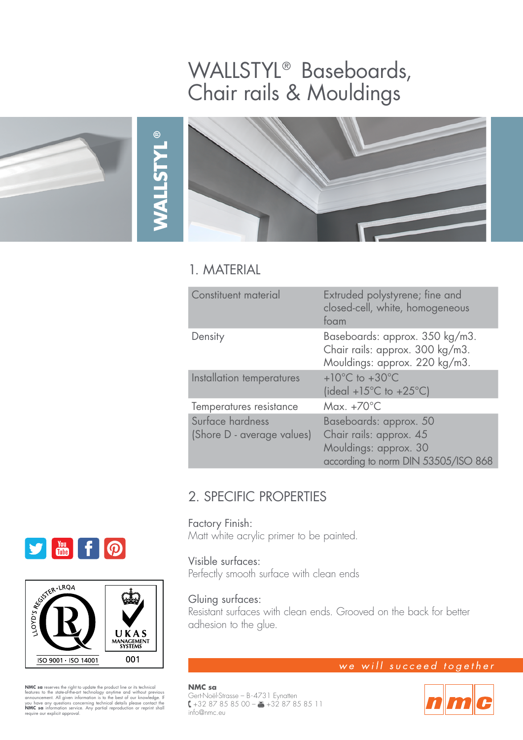# WALLSTYL® Baseboards, Chair rails & Mouldings

## 1. MATERIAL

| | |
|---|---|
| Constituent material | Extruded polystyrene; fine and closed-cell, white, homogeneous foam |
| Density | Baseboards: approx. 350 kg/m3.<br>Chair rails: approx. 300 kg/m3.<br>Mouldings: approx. 220 kg/m3. |
| Installation temperatures | +10°C to +30°C<br>(ideal +15°C to +25°C) |
| Temperatures resistance | Max. +70°C |
| Surface hardness<br>(Shore D - average values) | Baseboards: approx. 50<br>Chair rails: approx. 45<br>Mouldings: approx. 30<br>according to norm DIN 53505/ISO 868 |

## 2. SPECIFIC PROPERTIES

Factory Finish:
Matt white acrylic primer to be painted.

Visible surfaces:
Perfectly smooth surface with clean ends

Gluing surfaces:
Resistant surfaces with clean ends. Grooved on the back for better adhesion to the glue.

LLOYD'S REGISTER · LRQA — ISO 9001 · ISO 14001
UKAS MANAGEMENT SYSTEMS 001

*we will succeed together*

**NMC sa** reserves the right to update the product line or its technical features to the state-of-the-art technology anytime and without previous announcement. All given information is to the best of our knowledge. If you have any questions concerning technical details please contact the **NMC sa** information service. Any partial reproduction or reprint shall require our explicit approval.

**NMC sa**
Gert-Noël-Strasse – B-4731 Eynatten
+32 87 85 85 00 – +32 87 85 85 11
info@nmc.eu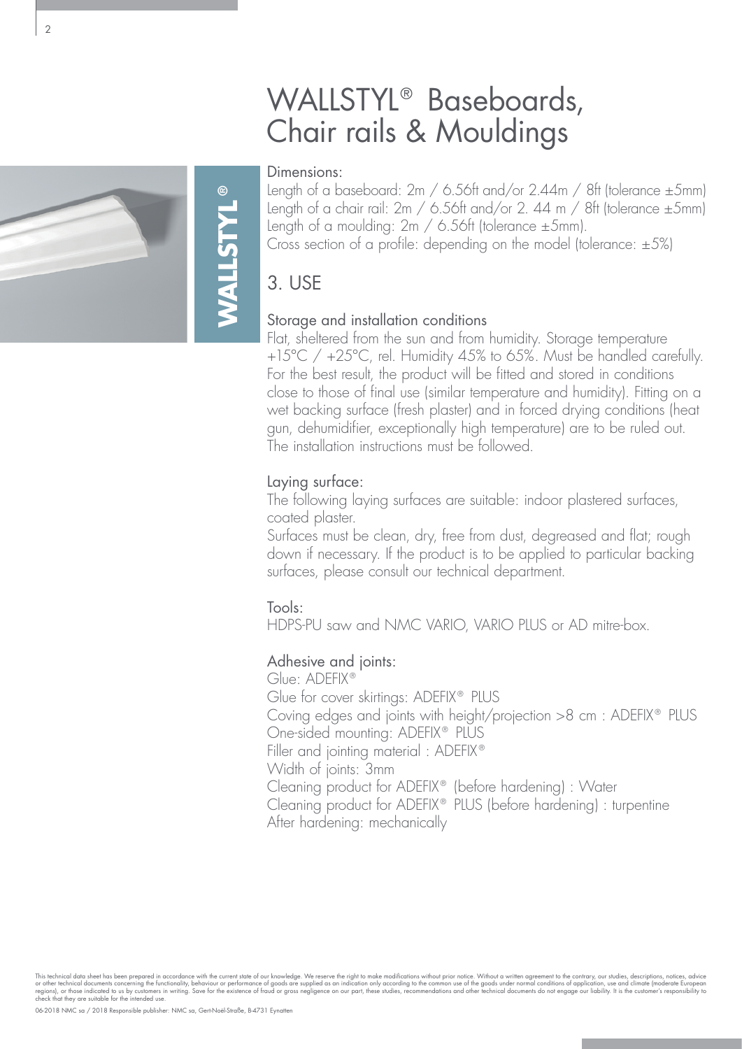# WALLSTYL® Baseboards, Chair rails & Mouldings

Dimensions:

Length of a baseboard: 2m / 6.56ft and/or 2.44m / 8ft (tolerance ±5mm)
Length of a chair rail: 2m / 6.56ft and/or 2. 44 m / 8ft (tolerance ±5mm)
Length of a moulding: 2m / 6.56ft (tolerance ±5mm).
Cross section of a profile: depending on the model (tolerance: ±5%)

## 3. USE

### Storage and installation conditions

Flat, sheltered from the sun and from humidity. Storage temperature +15°C / +25°C, rel. Humidity 45% to 65%. Must be handled carefully. For the best result, the product will be fitted and stored in conditions close to those of final use (similar temperature and humidity). Fitting on a wet backing surface (fresh plaster) and in forced drying conditions (heat gun, dehumidifier, exceptionally high temperature) are to be ruled out. The installation instructions must be followed.

### Laying surface:

The following laying surfaces are suitable: indoor plastered surfaces, coated plaster.

Surfaces must be clean, dry, free from dust, degreased and flat; rough down if necessary. If the product is to be applied to particular backing surfaces, please consult our technical department.

### Tools:

HDPS-PU saw and NMC VARIO, VARIO PLUS or AD mitre-box.

### Adhesive and joints:

Glue: ADEFIX®
Glue for cover skirtings: ADEFIX® PLUS
Coving edges and joints with height/projection >8 cm : ADEFIX® PLUS
One-sided mounting: ADEFIX® PLUS
Filler and jointing material : ADEFIX®
Width of joints: 3mm
Cleaning product for ADEFIX® (before hardening) : Water
Cleaning product for ADEFIX® PLUS (before hardening) : turpentine
After hardening: mechanically

This technical data sheet has been prepared in accordance with the current state of our knowledge. We reserve the right to make modifications without prior notice. Without a written agreement to the contrary, our studies, descriptions, notices, advice or other technical documents concerning the functionality, behaviour or performance of goods are supplied as an indication only according to the common use of the goods under normal conditions of application, use and climate (moderate European regions), or those indicated to us by customers in writing. Save for the existence of fraud or gross negligence on our part, these studies, recommendations and other technical documents do not engage our liability. It is the customer's responsibility to check that they are suitable for the intended use.

06-2018 NMC sa / 2018 Responsible publisher: NMC sa, Gert-Noël-Straße, B-4731 Eynatten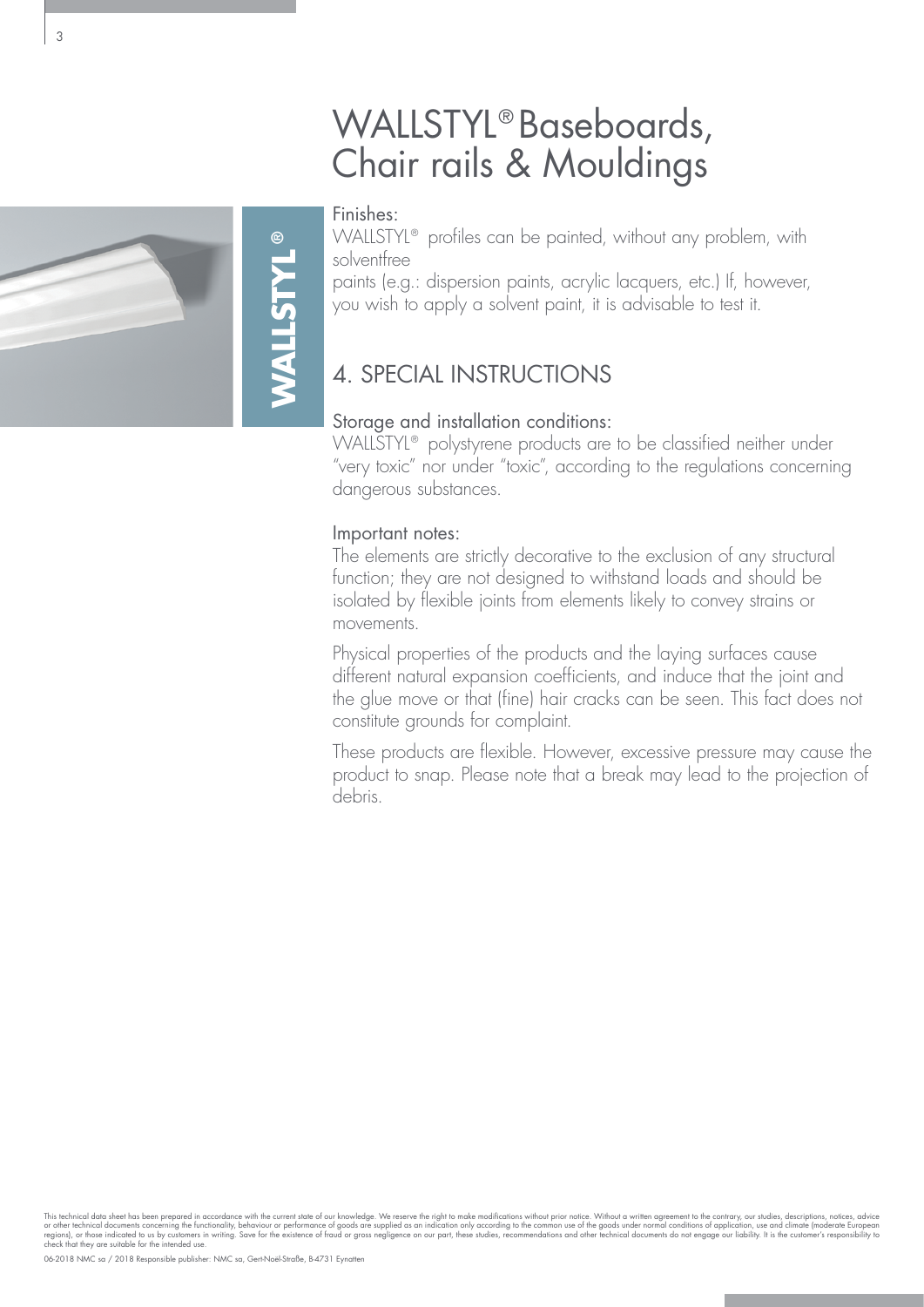# WALLSTYL® Baseboards, Chair rails & Mouldings

Finishes:

WALLSTYL® profiles can be painted, without any problem, with solventfree paints (e.g.: dispersion paints, acrylic lacquers, etc.) If, however, you wish to apply a solvent paint, it is advisable to test it.

## 4. SPECIAL INSTRUCTIONS

Storage and installation conditions:

WALLSTYL® polystyrene products are to be classified neither under "very toxic" nor under "toxic", according to the regulations concerning dangerous substances.

Important notes:

The elements are strictly decorative to the exclusion of any structural function; they are not designed to withstand loads and should be isolated by flexible joints from elements likely to convey strains or movements.

Physical properties of the products and the laying surfaces cause different natural expansion coefficients, and induce that the joint and the glue move or that (fine) hair cracks can be seen. This fact does not constitute grounds for complaint.

These products are flexible. However, excessive pressure may cause the product to snap. Please note that a break may lead to the projection of debris.

This technical data sheet has been prepared in accordance with the current state of our knowledge. We reserve the right to make modifications without prior notice. Without a written agreement to the contrary, our studies, descriptions, notices, advice or other technical documents concerning the functionality, behaviour or performance of goods are supplied as an indication only according to the common use of the goods under normal conditions of application, use and climate (moderate European regions), or those indicated to us by customers in writing. Save for the existence of fraud or gross negligence on our part, these studies, recommendations and other technical documents do not engage our liability. It is the customer's responsibility to check that they are suitable for the intended use.

06-2018 NMC sa / 2018 Responsible publisher: NMC sa, Gert-Noël-Straße, B-4731 Eynatten